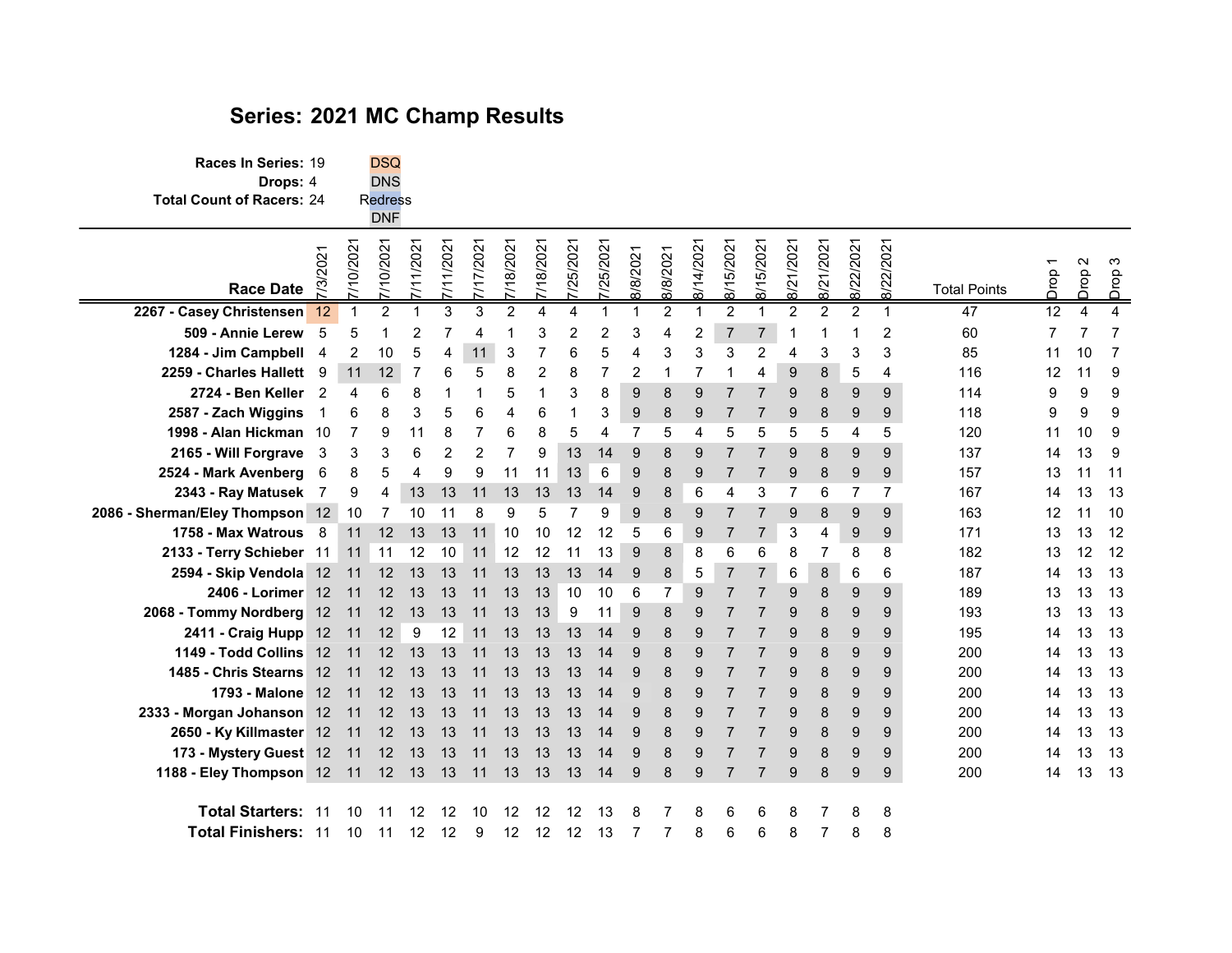# Series: 2021 MC Champ Results

**Races In Series:** 19
**Drops:** 4
**Total Count of Racers:** 24

DSQ
DNS
Redress
DNF

| Race Date | 7/3/2021 | 7/10/2021 | 7/10/2021 | 7/11/2021 | 7/11/2021 | 7/17/2021 | 7/18/2021 | 7/18/2021 | 7/25/2021 | 7/25/2021 | 8/8/2021 | 8/8/2021 | 8/14/2021 | 8/15/2021 | 8/15/2021 | 8/21/2021 | 8/21/2021 | 8/22/2021 | 8/22/2021 | Total Points | Drop 1 | Drop 2 | Drop 3 |
|---|---|---|---|---|---|---|---|---|---|---|---|---|---|---|---|---|---|---|---|---|---|---|---|
| **2267 - Casey Christensen** | 12 | 1 | 2 | 1 | 3 | 3 | 2 | 4 | 4 | 1 | 1 | 2 | 1 | 2 | 1 | 2 | 2 | 2 | 1 | 47 | 12 | 4 | 4 |
| **509 - Annie Lerew** | 5 | 5 | 1 | 2 | 7 | 4 | 1 | 3 | 2 | 2 | 3 | 4 | 2 | 7 | 7 | 1 | 1 | 1 | 2 | 60 | 7 | 7 | 7 |
| **1284 - Jim Campbell** | 4 | 2 | 10 | 5 | 4 | 11 | 3 | 7 | 6 | 5 | 4 | 3 | 3 | 3 | 2 | 4 | 3 | 3 | 3 | 85 | 11 | 10 | 7 |
| **2259 - Charles Hallett** | 9 | 11 | 12 | 7 | 6 | 5 | 8 | 2 | 8 | 7 | 2 | 1 | 7 | 1 | 4 | 9 | 8 | 5 | 4 | 116 | 12 | 11 | 9 |
| **2724 - Ben Keller** | 2 | 4 | 6 | 8 | 1 | 1 | 5 | 1 | 3 | 8 | 9 | 8 | 9 | 7 | 7 | 9 | 8 | 9 | 9 | 114 | 9 | 9 | 9 |
| **2587 - Zach Wiggins** | 1 | 6 | 8 | 3 | 5 | 6 | 4 | 6 | 1 | 3 | 9 | 8 | 9 | 7 | 7 | 9 | 8 | 9 | 9 | 118 | 9 | 9 | 9 |
| **1998 - Alan Hickman** | 10 | 7 | 9 | 11 | 8 | 7 | 6 | 8 | 5 | 4 | 7 | 5 | 4 | 5 | 5 | 5 | 5 | 4 | 5 | 120 | 11 | 10 | 9 |
| **2165 - Will Forgrave** | 3 | 3 | 3 | 6 | 2 | 2 | 7 | 9 | 13 | 14 | 9 | 8 | 9 | 7 | 7 | 9 | 8 | 9 | 9 | 137 | 14 | 13 | 9 |
| **2524 - Mark Avenberg** | 6 | 8 | 5 | 4 | 9 | 9 | 11 | 11 | 13 | 6 | 9 | 8 | 9 | 7 | 7 | 9 | 8 | 9 | 9 | 157 | 13 | 11 | 11 |
| **2343 - Ray Matusek** | 7 | 9 | 4 | 13 | 13 | 11 | 13 | 13 | 13 | 14 | 9 | 8 | 6 | 4 | 3 | 7 | 6 | 7 | 7 | 167 | 14 | 13 | 13 |
| **2086 - Sherman/Eley Thompson** | 12 | 10 | 7 | 10 | 11 | 8 | 9 | 5 | 7 | 9 | 9 | 8 | 9 | 7 | 7 | 9 | 8 | 9 | 9 | 163 | 12 | 11 | 10 |
| **1758 - Max Watrous** | 8 | 11 | 12 | 13 | 13 | 11 | 10 | 10 | 12 | 12 | 5 | 6 | 9 | 7 | 7 | 3 | 4 | 9 | 9 | 171 | 13 | 13 | 12 |
| **2133 - Terry Schieber** | 11 | 11 | 11 | 12 | 10 | 11 | 12 | 12 | 11 | 13 | 9 | 8 | 8 | 6 | 6 | 8 | 7 | 8 | 8 | 182 | 13 | 12 | 12 |
| **2594 - Skip Vendola** | 12 | 11 | 12 | 13 | 13 | 11 | 13 | 13 | 13 | 14 | 9 | 8 | 5 | 7 | 7 | 6 | 8 | 6 | 6 | 187 | 14 | 13 | 13 |
| **2406 - Lorimer** | 12 | 11 | 12 | 13 | 13 | 11 | 13 | 13 | 10 | 10 | 6 | 7 | 9 | 7 | 7 | 9 | 8 | 9 | 9 | 189 | 13 | 13 | 13 |
| **2068 - Tommy Nordberg** | 12 | 11 | 12 | 13 | 13 | 11 | 13 | 13 | 9 | 11 | 9 | 8 | 9 | 7 | 7 | 9 | 8 | 9 | 9 | 193 | 13 | 13 | 13 |
| **2411 - Craig Hupp** | 12 | 11 | 12 | 9 | 12 | 11 | 13 | 13 | 13 | 14 | 9 | 8 | 9 | 7 | 7 | 9 | 8 | 9 | 9 | 195 | 14 | 13 | 13 |
| **1149 - Todd Collins** | 12 | 11 | 12 | 13 | 13 | 11 | 13 | 13 | 13 | 14 | 9 | 8 | 9 | 7 | 7 | 9 | 8 | 9 | 9 | 200 | 14 | 13 | 13 |
| **1485 - Chris Stearns** | 12 | 11 | 12 | 13 | 13 | 11 | 13 | 13 | 13 | 14 | 9 | 8 | 9 | 7 | 7 | 9 | 8 | 9 | 9 | 200 | 14 | 13 | 13 |
| **1793 - Malone** | 12 | 11 | 12 | 13 | 13 | 11 | 13 | 13 | 13 | 14 | 9 | 8 | 9 | 7 | 7 | 9 | 8 | 9 | 9 | 200 | 14 | 13 | 13 |
| **2333 - Morgan Johanson** | 12 | 11 | 12 | 13 | 13 | 11 | 13 | 13 | 13 | 14 | 9 | 8 | 9 | 7 | 7 | 9 | 8 | 9 | 9 | 200 | 14 | 13 | 13 |
| **2650 - Ky Killmaster** | 12 | 11 | 12 | 13 | 13 | 11 | 13 | 13 | 13 | 14 | 9 | 8 | 9 | 7 | 7 | 9 | 8 | 9 | 9 | 200 | 14 | 13 | 13 |
| **173 - Mystery Guest** | 12 | 11 | 12 | 13 | 13 | 11 | 13 | 13 | 13 | 14 | 9 | 8 | 9 | 7 | 7 | 9 | 8 | 9 | 9 | 200 | 14 | 13 | 13 |
| **1188 - Eley Thompson** | 12 | 11 | 12 | 13 | 13 | 11 | 13 | 13 | 13 | 14 | 9 | 8 | 9 | 7 | 7 | 9 | 8 | 9 | 9 | 200 | 14 | 13 | 13 |
| | | | | | | | | | | | | | | | | | | | | | | | |
| **Total Starters:** | 11 | 10 | 11 | 12 | 12 | 10 | 12 | 12 | 12 | 13 | 8 | 7 | 8 | 6 | 6 | 8 | 7 | 8 | 8 | | | | |
| **Total Finishers:** | 11 | 10 | 11 | 12 | 12 | 9 | 12 | 12 | 12 | 13 | 7 | 7 | 8 | 6 | 6 | 8 | 7 | 8 | 8 | | | | |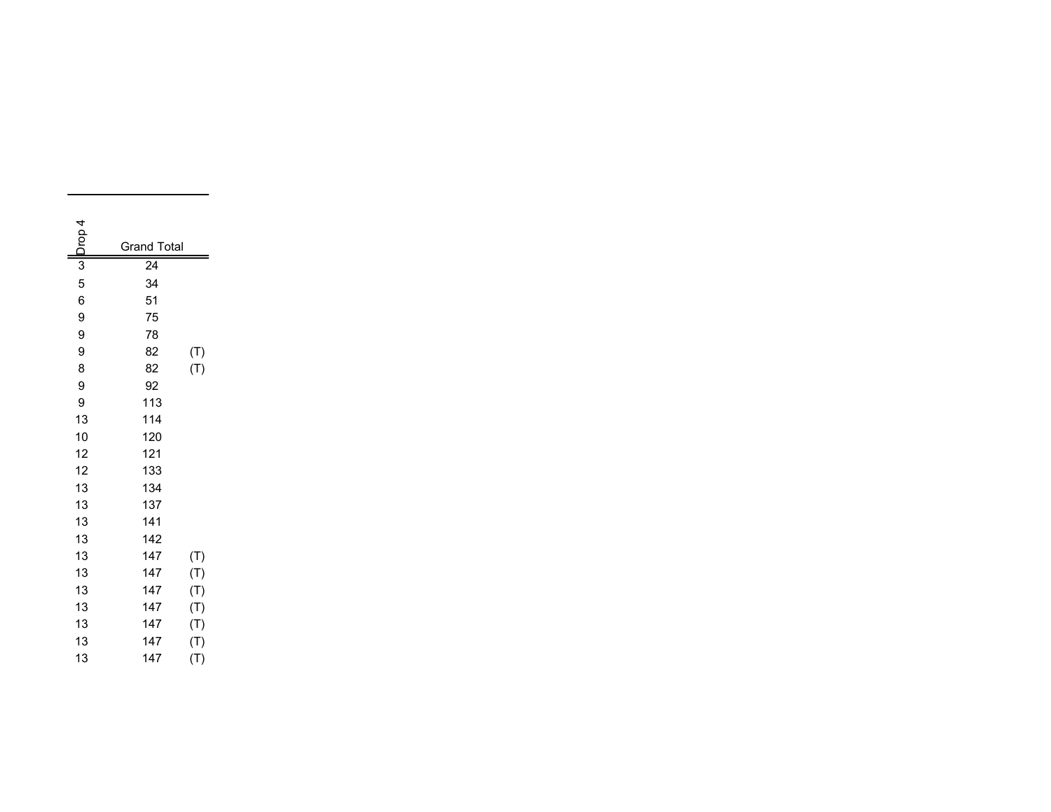| Drop 4 | Grand Total | |
|---|---|---|
| 3 | 24 | |
| 5 | 34 | |
| 6 | 51 | |
| 9 | 75 | |
| 9 | 78 | |
| 9 | 82 | (T) |
| 8 | 82 | (T) |
| 9 | 92 | |
| 9 | 113 | |
| 13 | 114 | |
| 10 | 120 | |
| 12 | 121 | |
| 12 | 133 | |
| 13 | 134 | |
| 13 | 137 | |
| 13 | 141 | |
| 13 | 142 | |
| 13 | 147 | (T) |
| 13 | 147 | (T) |
| 13 | 147 | (T) |
| 13 | 147 | (T) |
| 13 | 147 | (T) |
| 13 | 147 | (T) |
| 13 | 147 | (T) |